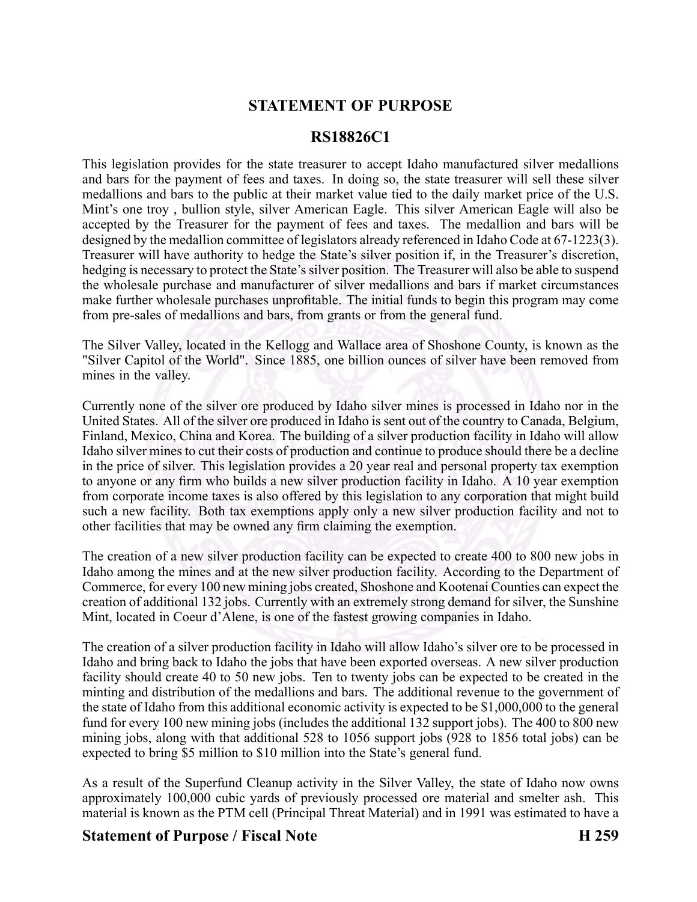# STATEMENT OF PURPOSE

## RS18826C1

This legislation provides for the state treasurer to accept Idaho manufactured silver medallions and bars for the payment of fees and taxes. In doing so, the state treasurer will sell these silver medallions and bars to the public at their market value tied to the daily market price of the U.S. Mint's one troy , bullion style, silver American Eagle. This silver American Eagle will also be accepted by the Treasurer for the payment of fees and taxes. The medallion and bars will be designed by the medallion committee of legislators already referenced in Idaho Code at 67-1223(3). Treasurer will have authority to hedge the State's silver position if, in the Treasurer's discretion, hedging is necessary to protect the State's silver position. The Treasurer will also be able to suspend the wholesale purchase and manufacturer of silver medallions and bars if market circumstances make further wholesale purchases unprofitable. The initial funds to begin this program may come from pre-sales of medallions and bars, from grants or from the general fund.

The Silver Valley, located in the Kellogg and Wallace area of Shoshone County, is known as the "Silver Capitol of the World". Since 1885, one billion ounces of silver have been removed from mines in the valley.

Currently none of the silver ore produced by Idaho silver mines is processed in Idaho nor in the United States. All of the silver ore produced in Idaho is sent out of the country to Canada, Belgium, Finland, Mexico, China and Korea. The building of a silver production facility in Idaho will allow Idaho silver mines to cut their costs of production and continue to produce should there be a decline in the price of silver. This legislation provides a 20 year real and personal property tax exemption to anyone or any firm who builds a new silver production facility in Idaho. A 10 year exemption from corporate income taxes is also offered by this legislation to any corporation that might build such a new facility. Both tax exemptions apply only a new silver production facility and not to other facilities that may be owned any firm claiming the exemption.

The creation of a new silver production facility can be expected to create 400 to 800 new jobs in Idaho among the mines and at the new silver production facility. According to the Department of Commerce, for every 100 new mining jobs created, Shoshone and Kootenai Counties can expect the creation of additional 132 jobs. Currently with an extremely strong demand for silver, the Sunshine Mint, located in Coeur d'Alene, is one of the fastest growing companies in Idaho.

The creation of a silver production facility in Idaho will allow Idaho's silver ore to be processed in Idaho and bring back to Idaho the jobs that have been exported overseas. A new silver production facility should create 40 to 50 new jobs. Ten to twenty jobs can be expected to be created in the minting and distribution of the medallions and bars. The additional revenue to the government of the state of Idaho from this additional economic activity is expected to be $1,000,000 to the general fund for every 100 new mining jobs (includes the additional 132 support jobs). The 400 to 800 new mining jobs, along with that additional 528 to 1056 support jobs (928 to 1856 total jobs) can be expected to bring $5 million to $10 million into the State's general fund.

As a result of the Superfund Cleanup activity in the Silver Valley, the state of Idaho now owns approximately 100,000 cubic yards of previously processed ore material and smelter ash. This material is known as the PTM cell (Principal Threat Material) and in 1991 was estimated to have a

**Statement of Purpose / Fiscal Note** **H 259**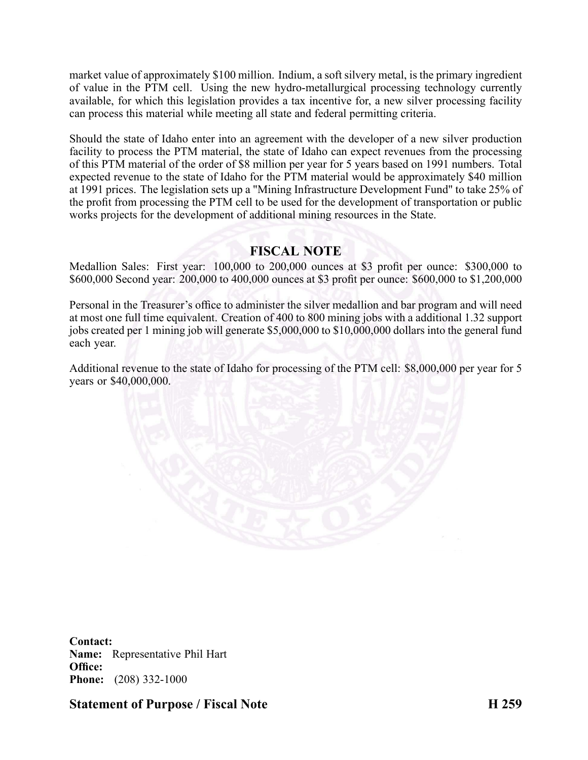market value of approximately $100 million. Indium, a soft silvery metal, is the primary ingredient of value in the PTM cell. Using the new hydro-metallurgical processing technology currently available, for which this legislation provides a tax incentive for, a new silver processing facility can process this material while meeting all state and federal permitting criteria.

Should the state of Idaho enter into an agreement with the developer of a new silver production facility to process the PTM material, the state of Idaho can expect revenues from the processing of this PTM material of the order of $8 million per year for 5 years based on 1991 numbers. Total expected revenue to the state of Idaho for the PTM material would be approximately $40 million at 1991 prices. The legislation sets up a "Mining Infrastructure Development Fund" to take 25% of the profit from processing the PTM cell to be used for the development of transportation or public works projects for the development of additional mining resources in the State.

## FISCAL NOTE

Medallion Sales: First year: 100,000 to 200,000 ounces at $3 profit per ounce: $300,000 to $600,000 Second year: 200,000 to 400,000 ounces at $3 profit per ounce: $600,000 to $1,200,000

Personal in the Treasurer's office to administer the silver medallion and bar program and will need at most one full time equivalent. Creation of 400 to 800 mining jobs with a additional 1.32 support jobs created per 1 mining job will generate $5,000,000 to $10,000,000 dollars into the general fund each year.

Additional revenue to the state of Idaho for processing of the PTM cell: $8,000,000 per year for 5 years or $40,000,000.

**Contact:**
**Name:** Representative Phil Hart
**Office:**
**Phone:** (208) 332-1000

**Statement of Purpose / Fiscal Note** **H 259**